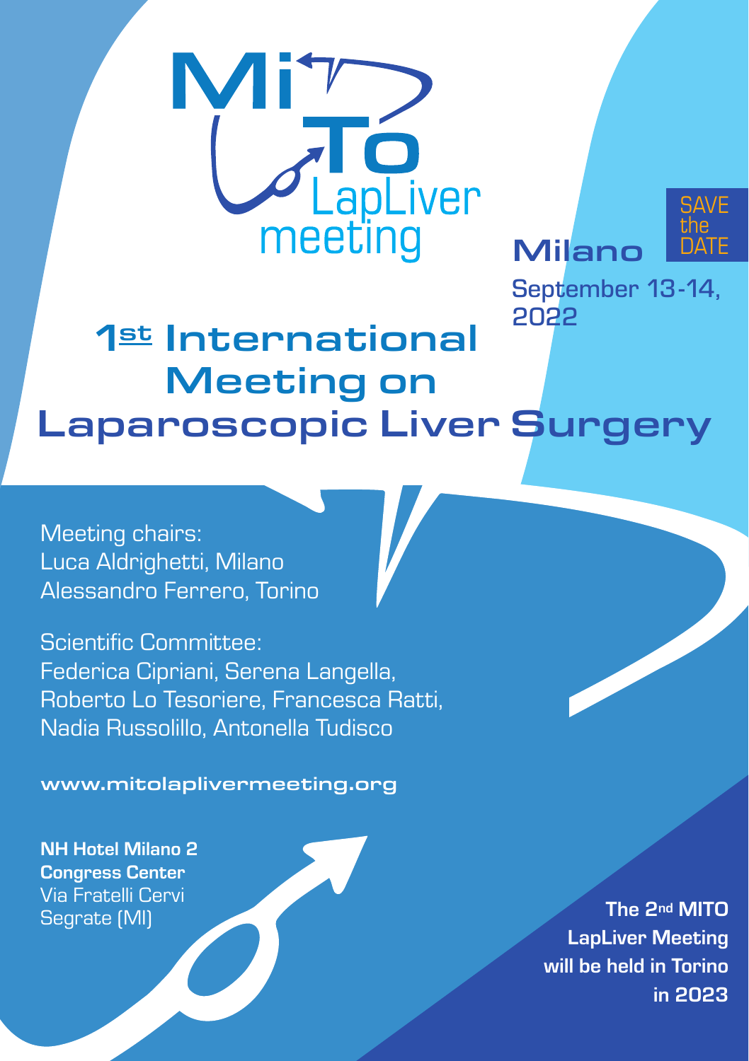MiTo LapLiver meeting

**Milano**

SAVE the DATE

**September 13-14, 2022**

# 1st International Meeting on Laparoscopic Liver Surgery

Meeting chairs:
Luca Aldrighetti, Milano
Alessandro Ferrero, Torino

Scientific Committee:
Federica Cipriani, Serena Langella,
Roberto Lo Tesoriere, Francesca Ratti,
Nadia Russolillo, Antonella Tudisco

**www.mitolaplivermeeting.org**

**NH Hotel Milano 2**
**Congress Center**
Via Fratelli Cervi
Segrate (MI)

**The 2nd MITO LapLiver Meeting will be held in Torino in 2023**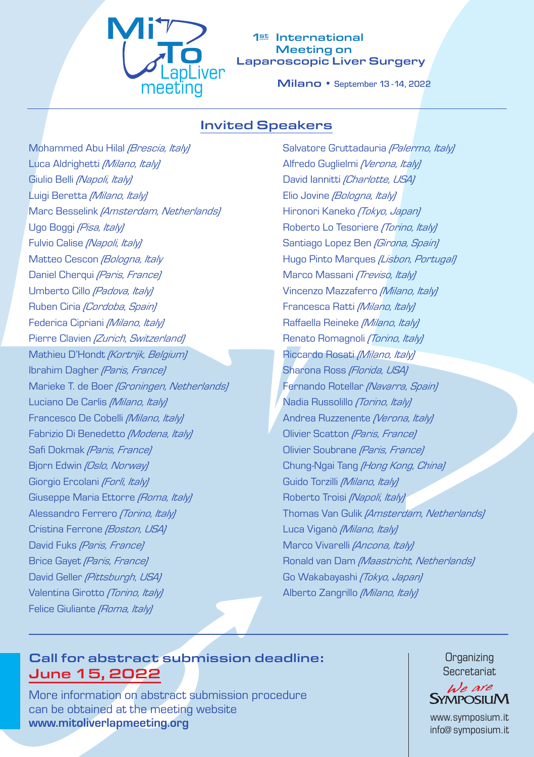# MiTo LapLiver meeting

**1st International Meeting on Laparoscopic Liver Surgery**

**Milano** • September 13 - 14, 2022

## Invited Speakers

Mohammed Abu Hilal *(Brescia, Italy)*
Luca Aldrighetti *(Milano, Italy)*
Giulio Belli *(Napoli, Italy)*
Luigi Beretta *(Milano, Italy)*
Marc Besselink *(Amsterdam, Netherlands)*
Ugo Boggi *(Pisa, Italy)*
Fulvio Calise *(Napoli, Italy)*
Matteo Cescon *(Bologna, Italy*
Daniel Cherqui *(Paris, France)*
Umberto Cillo *(Padova, Italy)*
Ruben Ciria *(Cordoba, Spain)*
Federica Cipriani *(Milano, Italy)*
Pierre Clavien *(Zurich, Switzerland)*
Mathieu D'Hondt *(Kortrijk, Belgium)*
Ibrahim Dagher *(Paris, France)*
Marieke T. de Boer *(Groningen, Netherlands)*
Luciano De Carlis *(Milano, Italy)*
Francesco De Cobelli *(Milano, Italy)*
Fabrizio Di Benedetto *(Modena, Italy)*
Safi Dokmak *(Paris, France)*
Bjorn Edwin *(Oslo, Norway)*
Giorgio Ercolani *(Forlì, Italy)*
Giuseppe Maria Ettorre *(Roma, Italy)*
Alessandro Ferrero *(Torino, Italy)*
Cristina Ferrone *(Boston, USA)*
David Fuks *(Paris, France)*
Brice Gayet *(Paris, France)*
David Geller *(Pittsburgh, USA)*
Valentina Girotto *(Torino, Italy)*
Felice Giuliante *(Roma, Italy)*
Salvatore Gruttadauria *(Palermo, Italy)*
Alfredo Guglielmi *(Verona, Italy)*
David Iannitti *(Charlotte, USA)*
Elio Jovine *(Bologna, Italy)*
Hironori Kaneko *(Tokyo, Japan)*
Roberto Lo Tesoriere *(Torino, Italy)*
Santiago Lopez Ben *(Girona, Spain)*
Hugo Pinto Marques *(Lisbon, Portugal)*
Marco Massani *(Treviso, Italy)*
Vincenzo Mazzaferro *(Milano, Italy)*
Francesca Ratti *(Milano, Italy)*
Raffaella Reineke *(Milano, Italy)*
Renato Romagnoli *(Torino, Italy)*
Riccardo Rosati *(Milano, Italy)*
Sharona Ross *(Florida, USA)*
Fernando Rotellar *(Navarra, Spain)*
Nadia Russolillo *(Torino, Italy)*
Andrea Ruzzenente *(Verona, Italy)*
Olivier Scatton *(Paris, France)*
Olivier Soubrane *(Paris, France)*
Chung-Ngai Tang *(Hong Kong, China)*
Guido Torzilli *(Milano, Italy)*
Roberto Troisi *(Napoli, Italy)*
Thomas Van Gulik *(Amsterdam, Netherlands)*
Luca Viganò *(Milano, Italy)*
Marco Vivarelli *(Ancona, Italy)*
Ronald van Dam *(Maastricht, Netherlands)*
Go Wakabayashi *(Tokyo, Japan)*
Alberto Zangrillo *(Milano, Italy)*

**Call for abstract submission deadline:**
**June 15, 2022**

More information on abstract submission procedure can be obtained at the meeting website
**www.mitoliverlapmeeting.org**

Organizing Secretariat

We are SYMPOSIUM

www.symposium.it
info@symposium.it